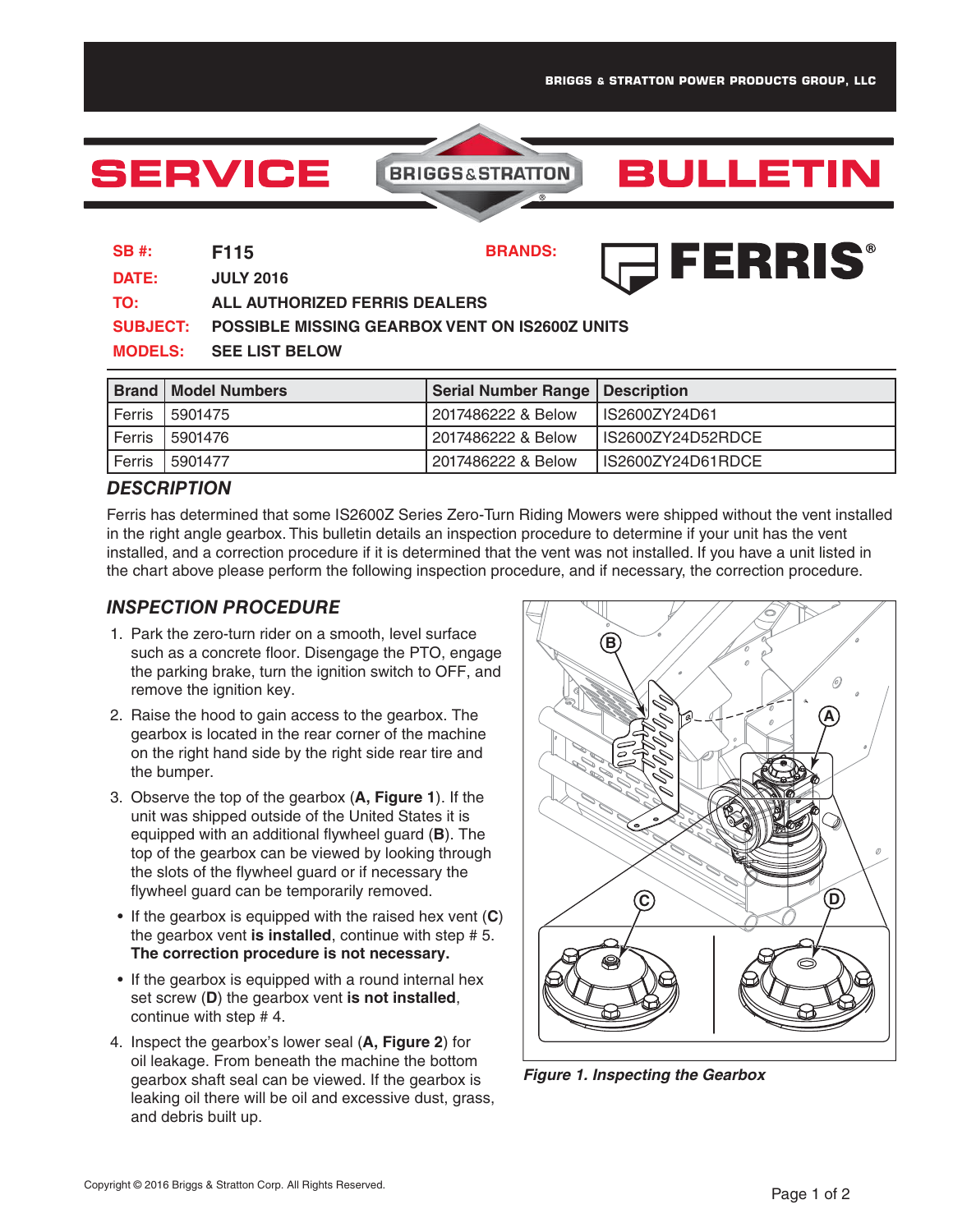BRIGGS & STRATTON POWER PRODUCTS GROUP, LLC

# SERVICE BULLETIN

**SB #:** F115

**BRANDS:** FERRIS®

**DATE:** JULY 2016

**TO:** ALL AUTHORIZED FERRIS DEALERS

**SUBJECT:** POSSIBLE MISSING GEARBOX VENT ON IS2600Z UNITS

**MODELS:** SEE LIST BELOW

| Brand | Model Numbers | Serial Number Range | Description |
|---|---|---|---|
| Ferris | 5901475 | 2017486222 & Below | IS2600ZY24D61 |
| Ferris | 5901476 | 2017486222 & Below | IS2600ZY24D52RDCE |
| Ferris | 5901477 | 2017486222 & Below | IS2600ZY24D61RDCE |

## *DESCRIPTION*

Ferris has determined that some IS2600Z Series Zero-Turn Riding Mowers were shipped without the vent installed in the right angle gearbox. This bulletin details an inspection procedure to determine if your unit has the vent installed, and a correction procedure if it is determined that the vent was not installed. If you have a unit listed in the chart above please perform the following inspection procedure, and if necessary, the correction procedure.

## *INSPECTION PROCEDURE*

1. Park the zero-turn rider on a smooth, level surface such as a concrete floor. Disengage the PTO, engage the parking brake, turn the ignition switch to OFF, and remove the ignition key.
2. Raise the hood to gain access to the gearbox. The gearbox is located in the rear corner of the machine on the right hand side by the right side rear tire and the bumper.
3. Observe the top of the gearbox (**A, Figure 1**). If the unit was shipped outside of the United States it is equipped with an additional flywheel guard (**B**). The top of the gearbox can be viewed by looking through the slots of the flywheel guard or if necessary the flywheel guard can be temporarily removed.
   - If the gearbox is equipped with the raised hex vent (**C**) the gearbox vent **is installed**, continue with step # 5. **The correction procedure is not necessary.**
   - If the gearbox is equipped with a round internal hex set screw (**D**) the gearbox vent **is not installed**, continue with step # 4.
4. Inspect the gearbox's lower seal (**A, Figure 2**) for oil leakage. From beneath the machine the bottom gearbox shaft seal can be viewed. If the gearbox is leaking oil there will be oil and excessive dust, grass, and debris built up.

*Figure 1. Inspecting the Gearbox*

Copyright © 2016 Briggs & Stratton Corp. All Rights Reserved.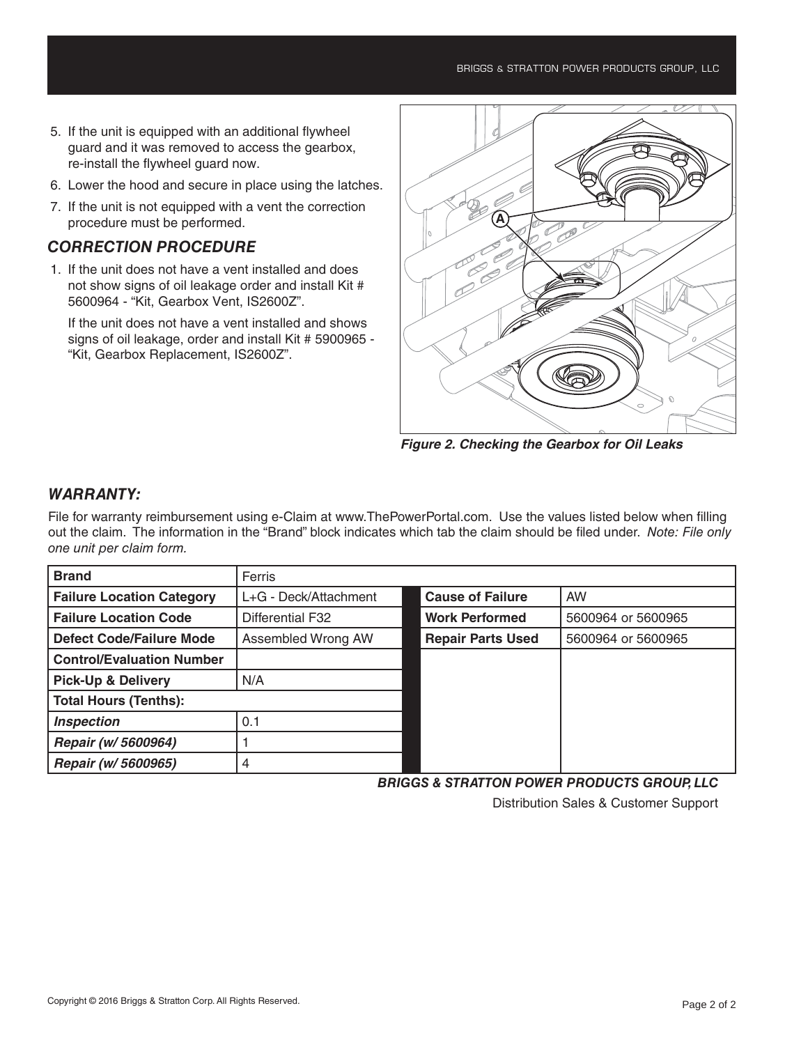5. If the unit is equipped with an additional flywheel guard and it was removed to access the gearbox, re-install the flywheel guard now.
6. Lower the hood and secure in place using the latches.
7. If the unit is not equipped with a vent the correction procedure must be performed.

### *CORRECTION PROCEDURE*

1. If the unit does not have a vent installed and does not show signs of oil leakage order and install Kit # 5600964 - "Kit, Gearbox Vent, IS2600Z".

   If the unit does not have a vent installed and shows signs of oil leakage, order and install Kit # 5900965 - "Kit, Gearbox Replacement, IS2600Z".

A

***Figure 2. Checking the Gearbox for Oil Leaks***

### *WARRANTY:*

File for warranty reimbursement using e-Claim at www.ThePowerPortal.com. Use the values listed below when filling out the claim. The information in the "Brand" block indicates which tab the claim should be filed under. *Note: File only one unit per claim form.*

| | | | |
|---|---|---|---|
| **Brand** | Ferris | | |
| **Failure Location Category** | L+G - Deck/Attachment | **Cause of Failure** | AW |
| **Failure Location Code** | Differential F32 | **Work Performed** | 5600964 or 5600965 |
| **Defect Code/Failure Mode** | Assembled Wrong AW | **Repair Parts Used** | 5600964 or 5600965 |
| **Control/Evaluation Number** | | | |
| **Pick-Up & Delivery** | N/A | | |
| **Total Hours (Tenths):** | | | |
| ***Inspection*** | 0.1 | | |
| ***Repair (w/ 5600964)*** | 1 | | |
| ***Repair (w/ 5600965)*** | 4 | | |

***BRIGGS & STRATTON POWER PRODUCTS GROUP, LLC***

Distribution Sales & Customer Support

Copyright © 2016 Briggs & Stratton Corp. All Rights Reserved.